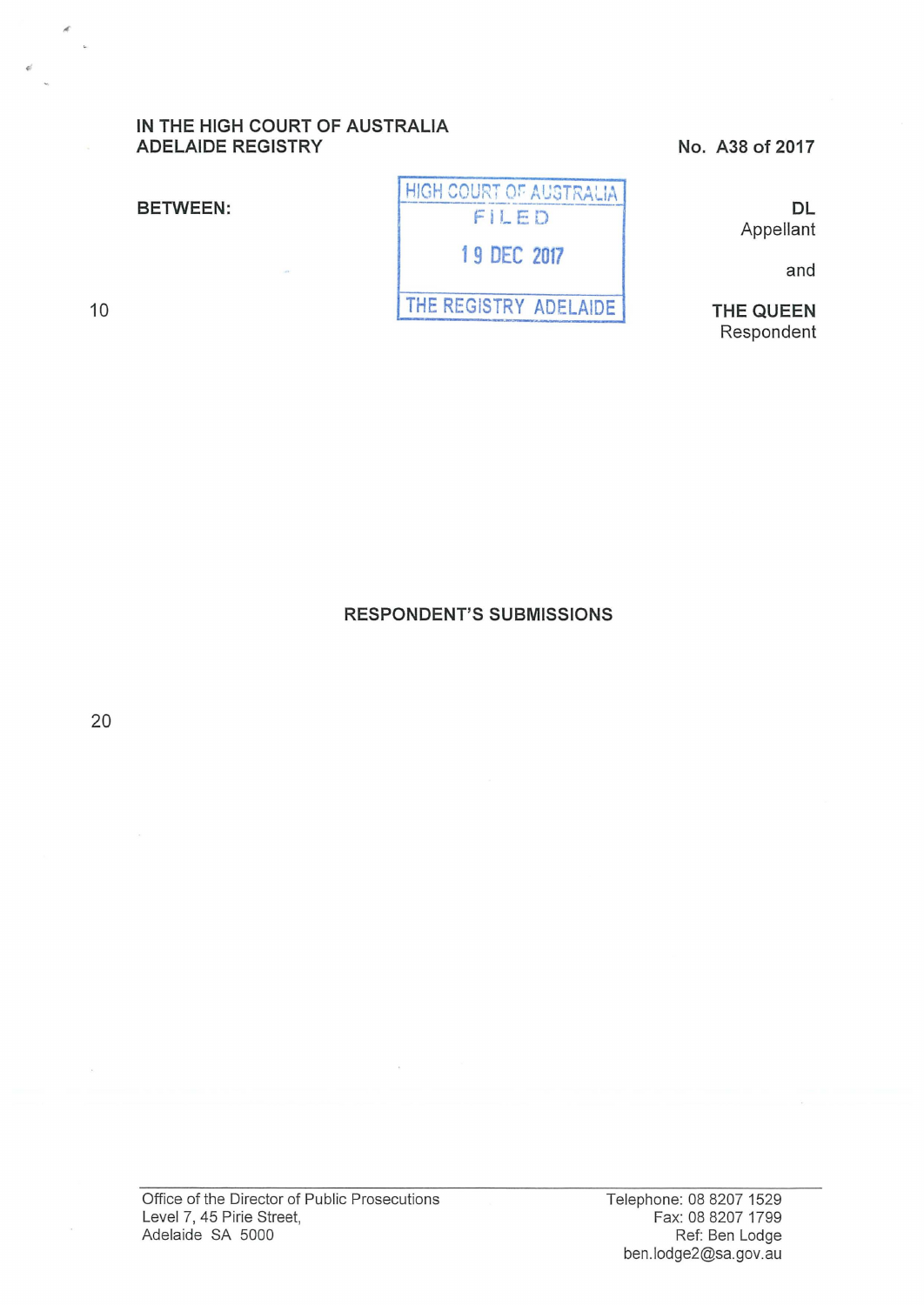IN THE HIGH COURT OF AUSTRALIA
ADELAIDE REGISTRY

No. A38 of 2017

BETWEEN:

HIGH COURT OF AUSTRALIA
FILED
19 DEC 2017
THE REGISTRY ADELAIDE

DL
Appellant

and

THE QUEEN
Respondent

## RESPONDENT'S SUBMISSIONS

Office of the Director of Public Prosecutions
Level 7, 45 Pirie Street,
Adelaide SA 5000

Telephone: 08 8207 1529
Fax: 08 8207 1799
Ref: Ben Lodge
ben.lodge2@sa.gov.au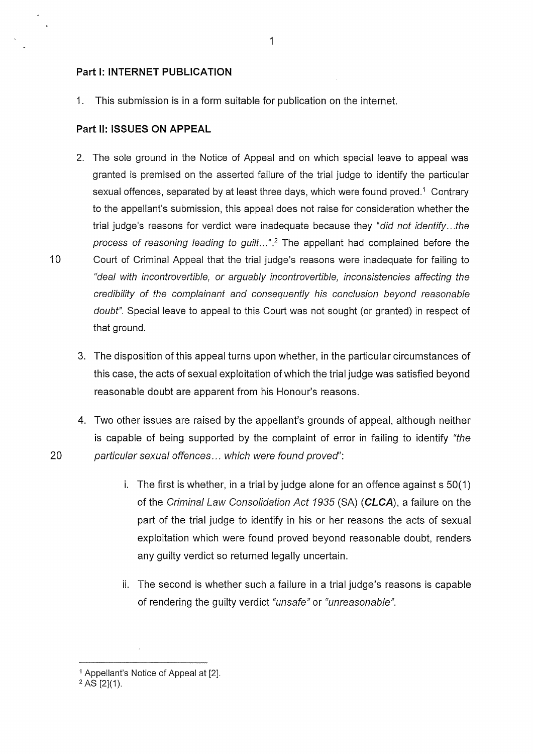## Part I: INTERNET PUBLICATION

1. This submission is in a form suitable for publication on the internet.

## Part II: ISSUES ON APPEAL

2. The sole ground in the Notice of Appeal and on which special leave to appeal was granted is premised on the asserted failure of the trial judge to identify the particular sexual offences, separated by at least three days, which were found proved.[1] Contrary to the appellant's submission, this appeal does not raise for consideration whether the trial judge's reasons for verdict were inadequate because they *"did not identify…the process of reasoning leading to guilt…"*.[2] The appellant had complained before the Court of Criminal Appeal that the trial judge's reasons were inadequate for failing to *"deal with incontrovertible, or arguably incontrovertible, inconsistencies affecting the credibility of the complainant and consequently his conclusion beyond reasonable doubt"*. Special leave to appeal to this Court was not sought (or granted) in respect of that ground.

3. The disposition of this appeal turns upon whether, in the particular circumstances of this case, the acts of sexual exploitation of which the trial judge was satisfied beyond reasonable doubt are apparent from his Honour's reasons.

4. Two other issues are raised by the appellant's grounds of appeal, although neither is capable of being supported by the complaint of error in failing to identify *"the particular sexual offences… which were found proved"*:

    i. The first is whether, in a trial by judge alone for an offence against s 50(1) of the *Criminal Law Consolidation Act 1935* (SA) (***CLCA***), a failure on the part of the trial judge to identify in his or her reasons the acts of sexual exploitation which were found proved beyond reasonable doubt, renders any guilty verdict so returned legally uncertain.

    ii. The second is whether such a failure in a trial judge's reasons is capable of rendering the guilty verdict *"unsafe"* or *"unreasonable"*.

---

[1] Appellant's Notice of Appeal at [2].

[2] AS [2](1).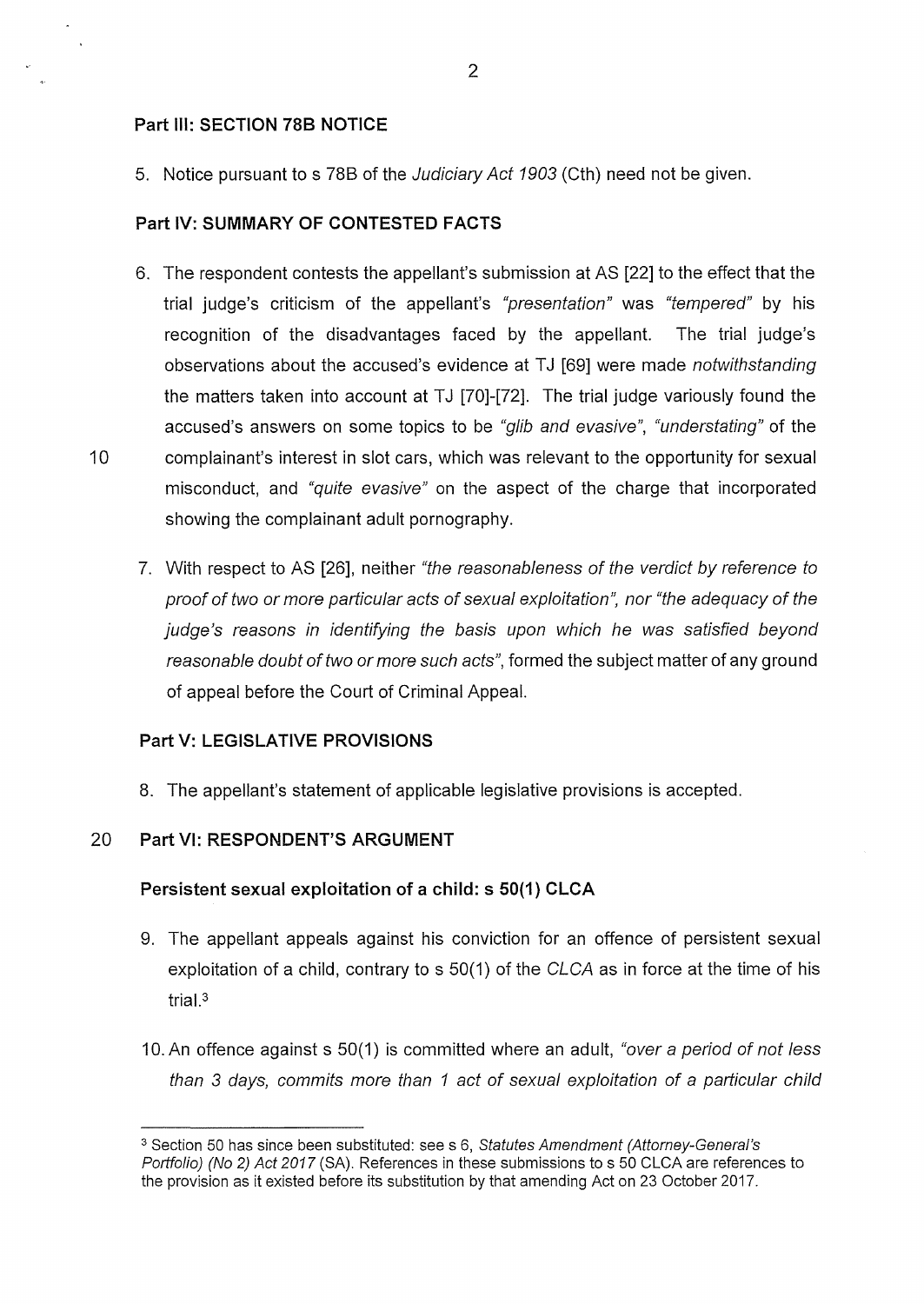## Part III: SECTION 78B NOTICE

5. Notice pursuant to s 78B of the *Judiciary Act 1903* (Cth) need not be given.

## Part IV: SUMMARY OF CONTESTED FACTS

6. The respondent contests the appellant's submission at AS [22] to the effect that the trial judge's criticism of the appellant's *"presentation"* was *"tempered"* by his recognition of the disadvantages faced by the appellant. The trial judge's observations about the accused's evidence at TJ [69] were made *notwithstanding* the matters taken into account at TJ [70]-[72]. The trial judge variously found the accused's answers on some topics to be *"glib and evasive"*, *"understating"* of the complainant's interest in slot cars, which was relevant to the opportunity for sexual misconduct, and *"quite evasive"* on the aspect of the charge that incorporated showing the complainant adult pornography.

7. With respect to AS [26], neither *"the reasonableness of the verdict by reference to proof of two or more particular acts of sexual exploitation"*, nor *"the adequacy of the judge's reasons in identifying the basis upon which he was satisfied beyond reasonable doubt of two or more such acts"*, formed the subject matter of any ground of appeal before the Court of Criminal Appeal.

## Part V: LEGISLATIVE PROVISIONS

8. The appellant's statement of applicable legislative provisions is accepted.

## Part VI: RESPONDENT'S ARGUMENT

### Persistent sexual exploitation of a child: s 50(1) CLCA

9. The appellant appeals against his conviction for an offence of persistent sexual exploitation of a child, contrary to s 50(1) of the *CLCA* as in force at the time of his trial.[3]

10. An offence against s 50(1) is committed where an adult, *"over a period of not less than 3 days, commits more than 1 act of sexual exploitation of a particular child*

---

[3] Section 50 has since been substituted: see s 6, *Statutes Amendment (Attorney-General's Portfolio) (No 2) Act 2017* (SA). References in these submissions to s 50 CLCA are references to the provision as it existed before its substitution by that amending Act on 23 October 2017.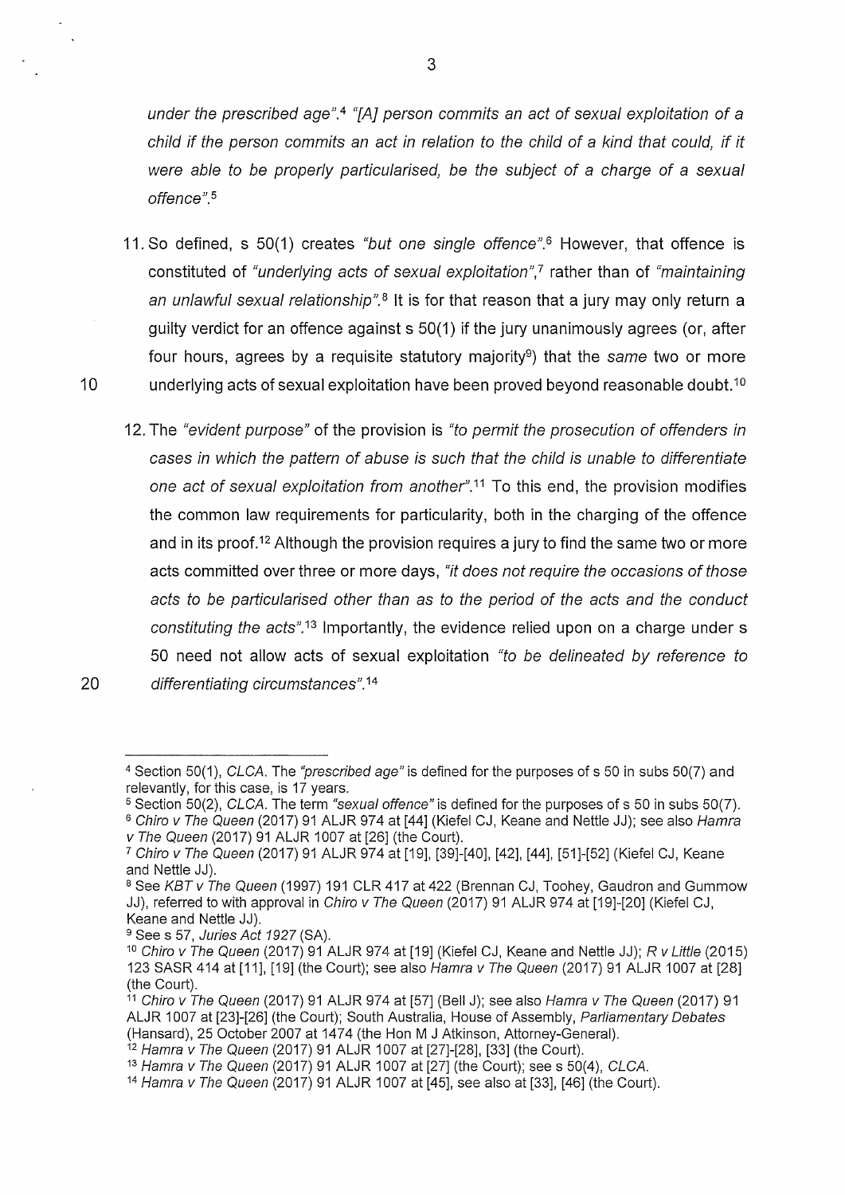*under the prescribed age"*.[4] *"[A] person commits an act of sexual exploitation of a child if the person commits an act in relation to the child of a kind that could, if it were able to be properly particularised, be the subject of a charge of a sexual offence"*.[5]

11. So defined, s 50(1) creates *"but one single offence"*.[6] However, that offence is constituted of *"underlying acts of sexual exploitation"*,[7] rather than of *"maintaining an unlawful sexual relationship"*.[8] It is for that reason that a jury may only return a guilty verdict for an offence against s 50(1) if the jury unanimously agrees (or, after four hours, agrees by a requisite statutory majority[9]) that the *same* two or more underlying acts of sexual exploitation have been proved beyond reasonable doubt.[10]

12. The *"evident purpose"* of the provision is *"to permit the prosecution of offenders in cases in which the pattern of abuse is such that the child is unable to differentiate one act of sexual exploitation from another"*.[11] To this end, the provision modifies the common law requirements for particularity, both in the charging of the offence and in its proof.[12] Although the provision requires a jury to find the same two or more acts committed over three or more days, *"it does not require the occasions of those acts to be particularised other than as to the period of the acts and the conduct constituting the acts"*.[13] Importantly, the evidence relied upon on a charge under s 50 need not allow acts of sexual exploitation *"to be delineated by reference to differentiating circumstances"*.[14]

---

[4] Section 50(1), *CLCA*. The *"prescribed age"* is defined for the purposes of s 50 in subs 50(7) and relevantly, for this case, is 17 years.

[5] Section 50(2), *CLCA*. The term *"sexual offence"* is defined for the purposes of s 50 in subs 50(7).

[6] *Chiro v The Queen* (2017) 91 ALJR 974 at [44] (Kiefel CJ, Keane and Nettle JJ); see also *Hamra v The Queen* (2017) 91 ALJR 1007 at [26] (the Court).

[7] *Chiro v The Queen* (2017) 91 ALJR 974 at [19], [39]-[40], [42], [44], [51]-[52] (Kiefel CJ, Keane and Nettle JJ).

[8] See *KBT v The Queen* (1997) 191 CLR 417 at 422 (Brennan CJ, Toohey, Gaudron and Gummow JJ), referred to with approval in *Chiro v The Queen* (2017) 91 ALJR 974 at [19]-[20] (Kiefel CJ, Keane and Nettle JJ).

[9] See s 57, *Juries Act 1927* (SA).

[10] *Chiro v The Queen* (2017) 91 ALJR 974 at [19] (Kiefel CJ, Keane and Nettle JJ); *R v Little* (2015) 123 SASR 414 at [11], [19] (the Court); see also *Hamra v The Queen* (2017) 91 ALJR 1007 at [28] (the Court).

[11] *Chiro v The Queen* (2017) 91 ALJR 974 at [57] (Bell J); see also *Hamra v The Queen* (2017) 91 ALJR 1007 at [23]-[26] (the Court); South Australia, House of Assembly, *Parliamentary Debates* (Hansard), 25 October 2007 at 1474 (the Hon M J Atkinson, Attorney-General).

[12] *Hamra v The Queen* (2017) 91 ALJR 1007 at [27]-[28], [33] (the Court).

[13] *Hamra v The Queen* (2017) 91 ALJR 1007 at [27] (the Court); see s 50(4), *CLCA*.

[14] *Hamra v The Queen* (2017) 91 ALJR 1007 at [45], see also at [33], [46] (the Court).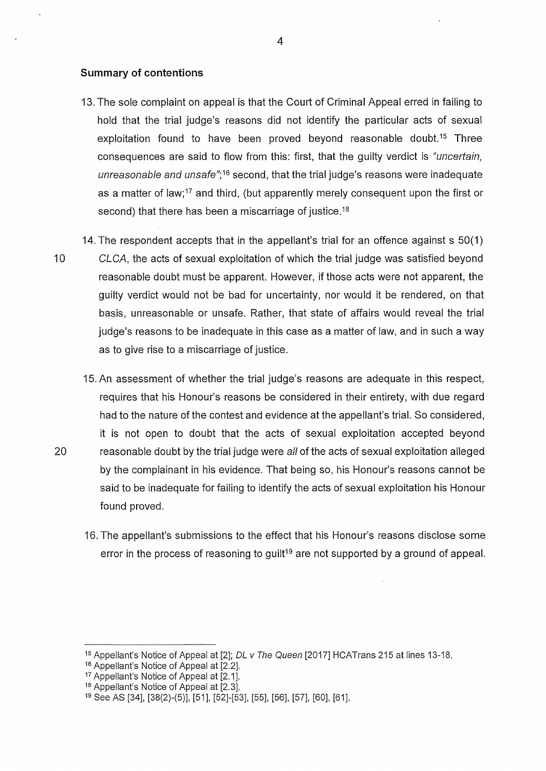### Summary of contentions

13. The sole complaint on appeal is that the Court of Criminal Appeal erred in failing to hold that the trial judge's reasons did not identify the particular acts of sexual exploitation found to have been proved beyond reasonable doubt.[15] Three consequences are said to flow from this: first, that the guilty verdict is *"uncertain, unreasonable and unsafe"*;[16] second, that the trial judge's reasons were inadequate as a matter of law;[17] and third, (but apparently merely consequent upon the first or second) that there has been a miscarriage of justice.[18]

14. The respondent accepts that in the appellant's trial for an offence against s 50(1) *CLCA*, the acts of sexual exploitation of which the trial judge was satisfied beyond reasonable doubt must be apparent. However, if those acts were not apparent, the guilty verdict would not be bad for uncertainty, nor would it be rendered, on that basis, unreasonable or unsafe. Rather, that state of affairs would reveal the trial judge's reasons to be inadequate in this case as a matter of law, and in such a way as to give rise to a miscarriage of justice.

15. An assessment of whether the trial judge's reasons are adequate in this respect, requires that his Honour's reasons be considered in their entirety, with due regard had to the nature of the contest and evidence at the appellant's trial. So considered, it is not open to doubt that the acts of sexual exploitation accepted beyond reasonable doubt by the trial judge were *all* of the acts of sexual exploitation alleged by the complainant in his evidence. That being so, his Honour's reasons cannot be said to be inadequate for failing to identify the acts of sexual exploitation his Honour found proved.

16. The appellant's submissions to the effect that his Honour's reasons disclose some error in the process of reasoning to guilt[19] are not supported by a ground of appeal.

---

[15] Appellant's Notice of Appeal at [2]; *DL v The Queen* [2017] HCATrans 215 at lines 13-18.

[16] Appellant's Notice of Appeal at [2.2].

[17] Appellant's Notice of Appeal at [2.1].

[18] Appellant's Notice of Appeal at [2.3].

[19] See AS [34], [38(2)-(5)], [51], [52]-[53], [55], [56], [57], [60], [61].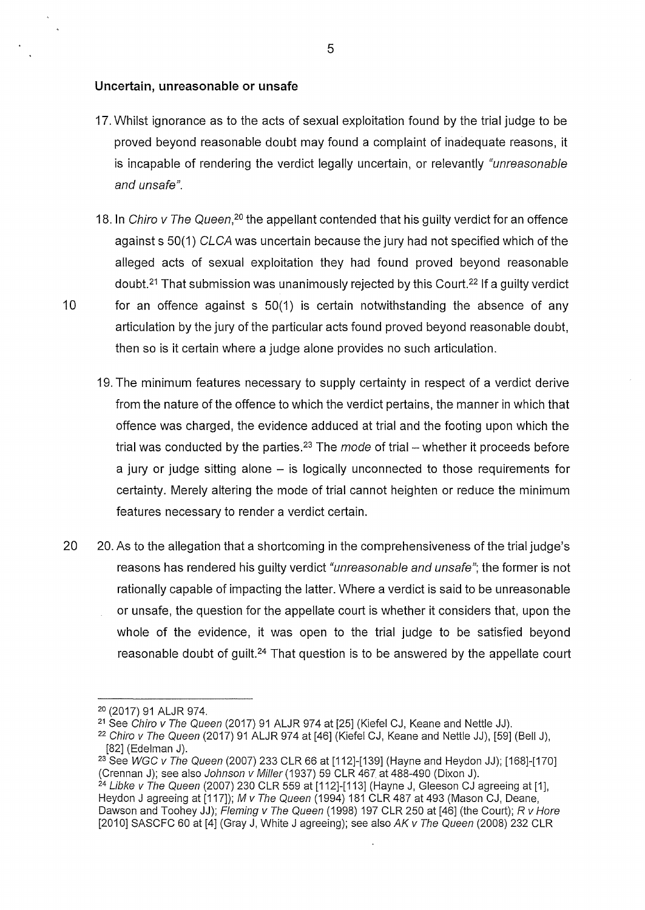### Uncertain, unreasonable or unsafe

17. Whilst ignorance as to the acts of sexual exploitation found by the trial judge to be proved beyond reasonable doubt may found a complaint of inadequate reasons, it is incapable of rendering the verdict legally uncertain, or relevantly *"unreasonable and unsafe"*.

18. In *Chiro v The Queen*,[20] the appellant contended that his guilty verdict for an offence against s 50(1) *CLCA* was uncertain because the jury had not specified which of the alleged acts of sexual exploitation they had found proved beyond reasonable doubt.[21] That submission was unanimously rejected by this Court.[22] If a guilty verdict for an offence against s 50(1) is certain notwithstanding the absence of any articulation by the jury of the particular acts found proved beyond reasonable doubt, then so is it certain where a judge alone provides no such articulation.

19. The minimum features necessary to supply certainty in respect of a verdict derive from the nature of the offence to which the verdict pertains, the manner in which that offence was charged, the evidence adduced at trial and the footing upon which the trial was conducted by the parties.[23] The *mode* of trial – whether it proceeds before a jury or judge sitting alone – is logically unconnected to those requirements for certainty. Merely altering the mode of trial cannot heighten or reduce the minimum features necessary to render a verdict certain.

20. As to the allegation that a shortcoming in the comprehensiveness of the trial judge's reasons has rendered his guilty verdict *"unreasonable and unsafe"*; the former is not rationally capable of impacting the latter. Where a verdict is said to be unreasonable or unsafe, the question for the appellate court is whether it considers that, upon the whole of the evidence, it was open to the trial judge to be satisfied beyond reasonable doubt of guilt.[24] That question is to be answered by the appellate court

---

[20] (2017) 91 ALJR 974.

[21] See *Chiro v The Queen* (2017) 91 ALJR 974 at [25] (Kiefel CJ, Keane and Nettle JJ).

[22] *Chiro v The Queen* (2017) 91 ALJR 974 at [46] (Kiefel CJ, Keane and Nettle JJ), [59] (Bell J), [82] (Edelman J).

[23] See *WGC v The Queen* (2007) 233 CLR 66 at [112]-[139] (Hayne and Heydon JJ); [168]-[170] (Crennan J); see also *Johnson v Miller* (1937) 59 CLR 467 at 488-490 (Dixon J).

[24] *Libke v The Queen* (2007) 230 CLR 559 at [112]-[113] (Hayne J, Gleeson CJ agreeing at [1], Heydon J agreeing at [117]); *M v The Queen* (1994) 181 CLR 487 at 493 (Mason CJ, Deane, Dawson and Toohey JJ); *Fleming v The Queen* (1998) 197 CLR 250 at [46] (the Court); *R v Hore* [2010] SASCFC 60 at [4] (Gray J, White J agreeing); see also *AK v The Queen* (2008) 232 CLR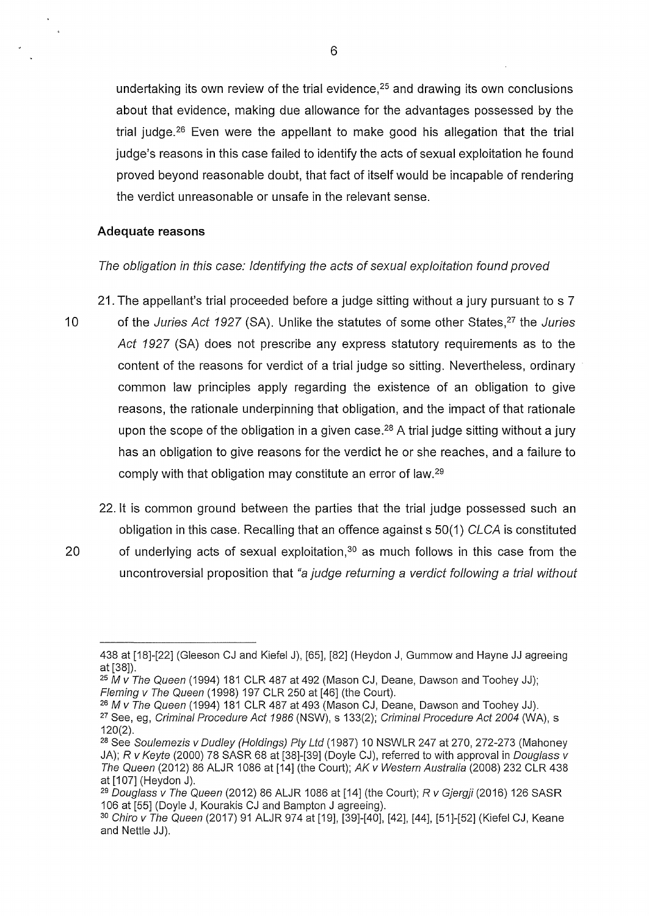undertaking its own review of the trial evidence,[25] and drawing its own conclusions about that evidence, making due allowance for the advantages possessed by the trial judge.[26] Even were the appellant to make good his allegation that the trial judge's reasons in this case failed to identify the acts of sexual exploitation he found proved beyond reasonable doubt, that fact of itself would be incapable of rendering the verdict unreasonable or unsafe in the relevant sense.

### Adequate reasons

*The obligation in this case: Identifying the acts of sexual exploitation found proved*

21. The appellant's trial proceeded before a judge sitting without a jury pursuant to s 7 of the *Juries Act 1927* (SA). Unlike the statutes of some other States,[27] the *Juries Act 1927* (SA) does not prescribe any express statutory requirements as to the content of the reasons for verdict of a trial judge so sitting. Nevertheless, ordinary common law principles apply regarding the existence of an obligation to give reasons, the rationale underpinning that obligation, and the impact of that rationale upon the scope of the obligation in a given case.[28] A trial judge sitting without a jury has an obligation to give reasons for the verdict he or she reaches, and a failure to comply with that obligation may constitute an error of law.[29]

22. It is common ground between the parties that the trial judge possessed such an obligation in this case. Recalling that an offence against s 50(1) *CLCA* is constituted of underlying acts of sexual exploitation,[30] as much follows in this case from the uncontroversial proposition that *"a judge returning a verdict following a trial without*

---

438 at [18]-[22] (Gleeson CJ and Kiefel J), [65], [82] (Heydon J, Gummow and Hayne JJ agreeing at [38]).

[25] *M v The Queen* (1994) 181 CLR 487 at 492 (Mason CJ, Deane, Dawson and Toohey JJ); *Fleming v The Queen* (1998) 197 CLR 250 at [46] (the Court).

[26] *M v The Queen* (1994) 181 CLR 487 at 493 (Mason CJ, Deane, Dawson and Toohey JJ).

[27] See, eg, *Criminal Procedure Act 1986* (NSW), s 133(2); *Criminal Procedure Act 2004* (WA), s 120(2).

[28] See *Soulemezis v Dudley (Holdings) Pty Ltd* (1987) 10 NSWLR 247 at 270, 272-273 (Mahoney JA); *R v Keyte* (2000) 78 SASR 68 at [38]-[39] (Doyle CJ), referred to with approval in *Douglass v The Queen* (2012) 86 ALJR 1086 at [14] (the Court); *AK v Western Australia* (2008) 232 CLR 438 at [107] (Heydon J).

[29] *Douglass v The Queen* (2012) 86 ALJR 1086 at [14] (the Court); *R v Gjergji* (2016) 126 SASR 106 at [55] (Doyle J, Kourakis CJ and Bampton J agreeing).

[30] *Chiro v The Queen* (2017) 91 ALJR 974 at [19], [39]-[40], [42], [44], [51]-[52] (Kiefel CJ, Keane and Nettle JJ).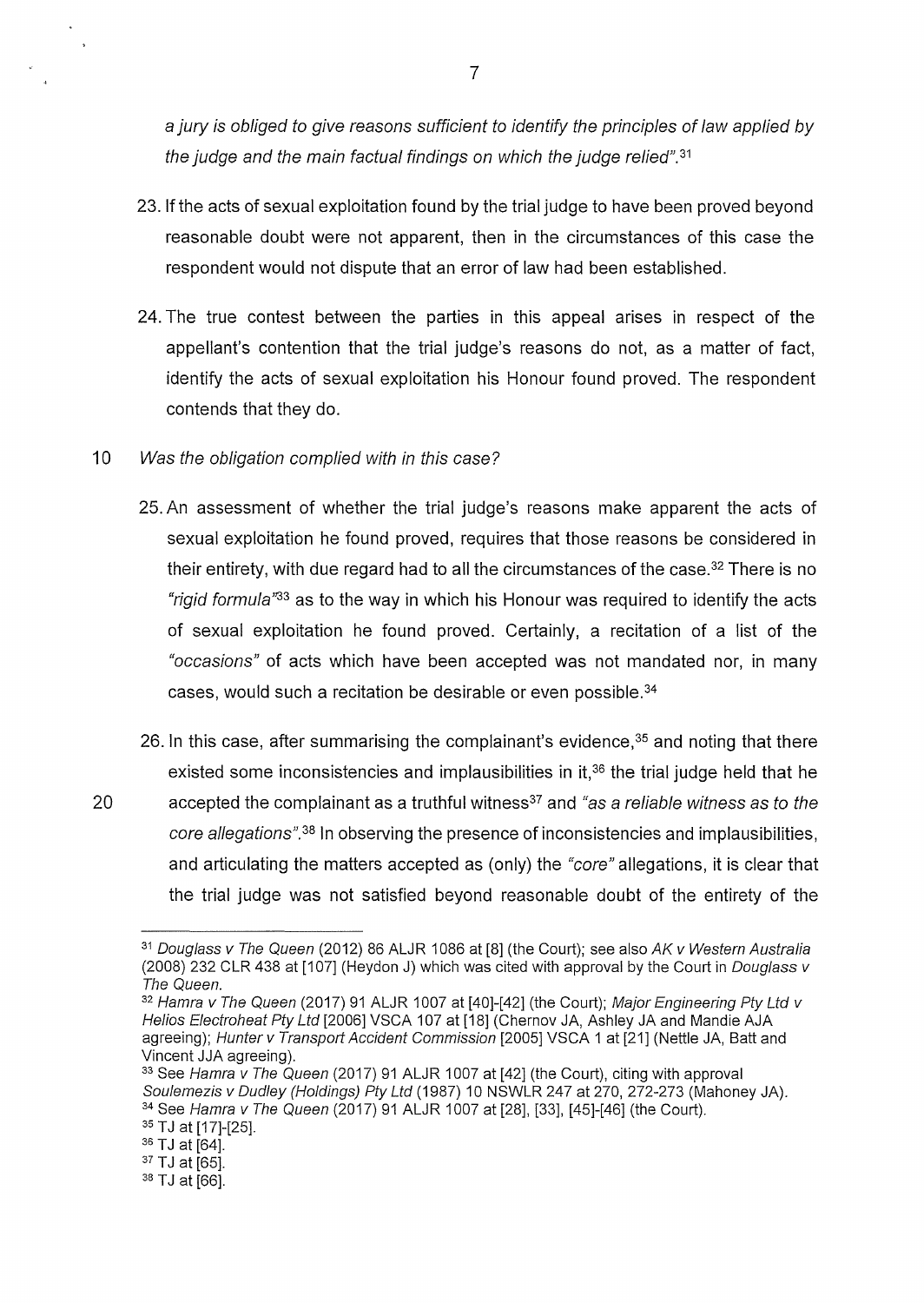*a jury is obliged to give reasons sufficient to identify the principles of law applied by the judge and the main factual findings on which the judge relied".*[31]

23. If the acts of sexual exploitation found by the trial judge to have been proved beyond reasonable doubt were not apparent, then in the circumstances of this case the respondent would not dispute that an error of law had been established.

24. The true contest between the parties in this appeal arises in respect of the appellant's contention that the trial judge's reasons do not, as a matter of fact, identify the acts of sexual exploitation his Honour found proved. The respondent contends that they do.

*Was the obligation complied with in this case?*

25. An assessment of whether the trial judge's reasons make apparent the acts of sexual exploitation he found proved, requires that those reasons be considered in their entirety, with due regard had to all the circumstances of the case.[32] There is no *"rigid formula"*[33] as to the way in which his Honour was required to identify the acts of sexual exploitation he found proved. Certainly, a recitation of a list of the *"occasions"* of acts which have been accepted was not mandated nor, in many cases, would such a recitation be desirable or even possible.[34]

26. In this case, after summarising the complainant's evidence,[35] and noting that there existed some inconsistencies and implausibilities in it,[36] the trial judge held that he accepted the complainant as a truthful witness[37] and *"as a reliable witness as to the core allegations"*.[38] In observing the presence of inconsistencies and implausibilities, and articulating the matters accepted as (only) the *"core"* allegations, it is clear that the trial judge was not satisfied beyond reasonable doubt of the entirety of the

---

[31] *Douglass v The Queen* (2012) 86 ALJR 1086 at [8] (the Court); see also *AK v Western Australia* (2008) 232 CLR 438 at [107] (Heydon J) which was cited with approval by the Court in *Douglass v The Queen*.

[32] *Hamra v The Queen* (2017) 91 ALJR 1007 at [40]-[42] (the Court); *Major Engineering Pty Ltd v Helios Electroheat Pty Ltd* [2006] VSCA 107 at [18] (Chernov JA, Ashley JA and Mandie AJA agreeing); *Hunter v Transport Accident Commission* [2005] VSCA 1 at [21] (Nettle JA, Batt and Vincent JJA agreeing).

[33] See *Hamra v The Queen* (2017) 91 ALJR 1007 at [42] (the Court), citing with approval *Soulemezis v Dudley (Holdings) Pty Ltd* (1987) 10 NSWLR 247 at 270, 272-273 (Mahoney JA).

[34] See *Hamra v The Queen* (2017) 91 ALJR 1007 at [28], [33], [45]-[46] (the Court).

[35] TJ at [17]-[25].

[36] TJ at [64].

[37] TJ at [65].

[38] TJ at [66].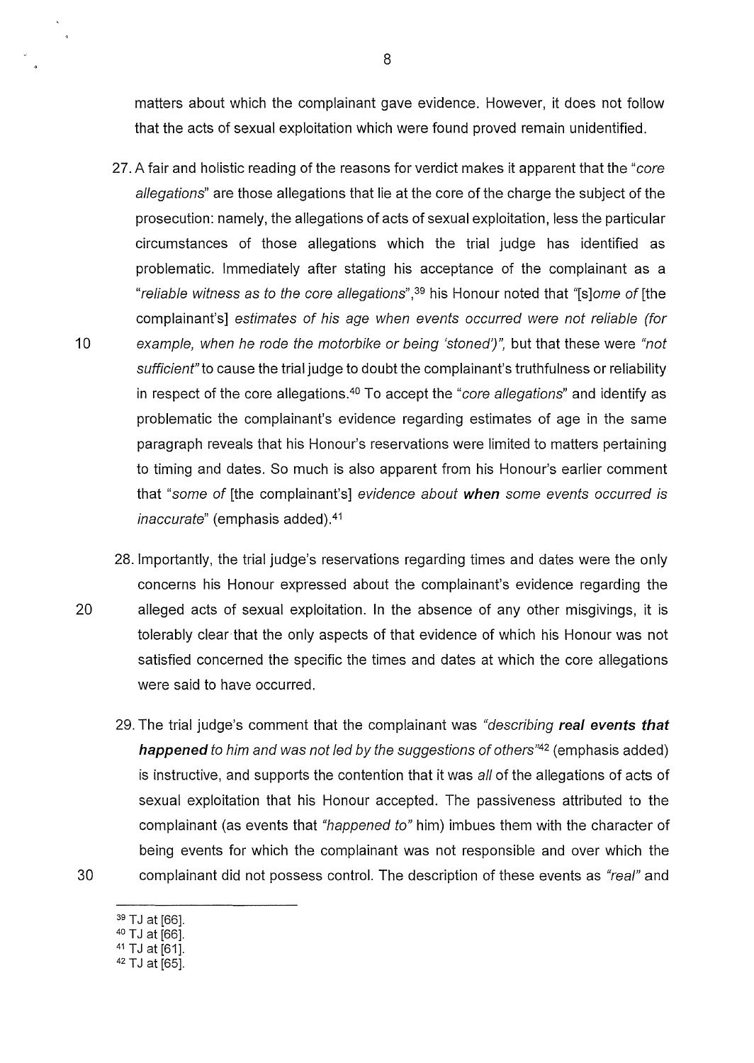matters about which the complainant gave evidence. However, it does not follow that the acts of sexual exploitation which were found proved remain unidentified.

27. A fair and holistic reading of the reasons for verdict makes it apparent that the *"core allegations"* are those allegations that lie at the core of the charge the subject of the prosecution: namely, the allegations of acts of sexual exploitation, less the particular circumstances of those allegations which the trial judge has identified as problematic. Immediately after stating his acceptance of the complainant as a *"reliable witness as to the core allegations"*,[39] his Honour noted that *"[s]ome of* [the complainant's] *estimates of his age when events occurred were not reliable (for example, when he rode the motorbike or being 'stoned')"*, but that these were *"not sufficient"* to cause the trial judge to doubt the complainant's truthfulness or reliability in respect of the core allegations.[40] To accept the *"core allegations"* and identify as problematic the complainant's evidence regarding estimates of age in the same paragraph reveals that his Honour's reservations were limited to matters pertaining to timing and dates. So much is also apparent from his Honour's earlier comment that *"some of* [the complainant's] *evidence about* ***when*** *some events occurred is inaccurate"* (emphasis added).[41]

28. Importantly, the trial judge's reservations regarding times and dates were the only concerns his Honour expressed about the complainant's evidence regarding the alleged acts of sexual exploitation. In the absence of any other misgivings, it is tolerably clear that the only aspects of that evidence of which his Honour was not satisfied concerned the specific the times and dates at which the core allegations were said to have occurred.

29. The trial judge's comment that the complainant was *"describing* ***real events that happened*** *to him and was not led by the suggestions of others"*[42] (emphasis added) is instructive, and supports the contention that it was *all* of the allegations of acts of sexual exploitation that his Honour accepted. The passiveness attributed to the complainant (as events that *"happened to"* him) imbues them with the character of being events for which the complainant was not responsible and over which the complainant did not possess control. The description of these events as *"real"* and

---

[39] TJ at [66].
[40] TJ at [66].
[41] TJ at [61].
[42] TJ at [65].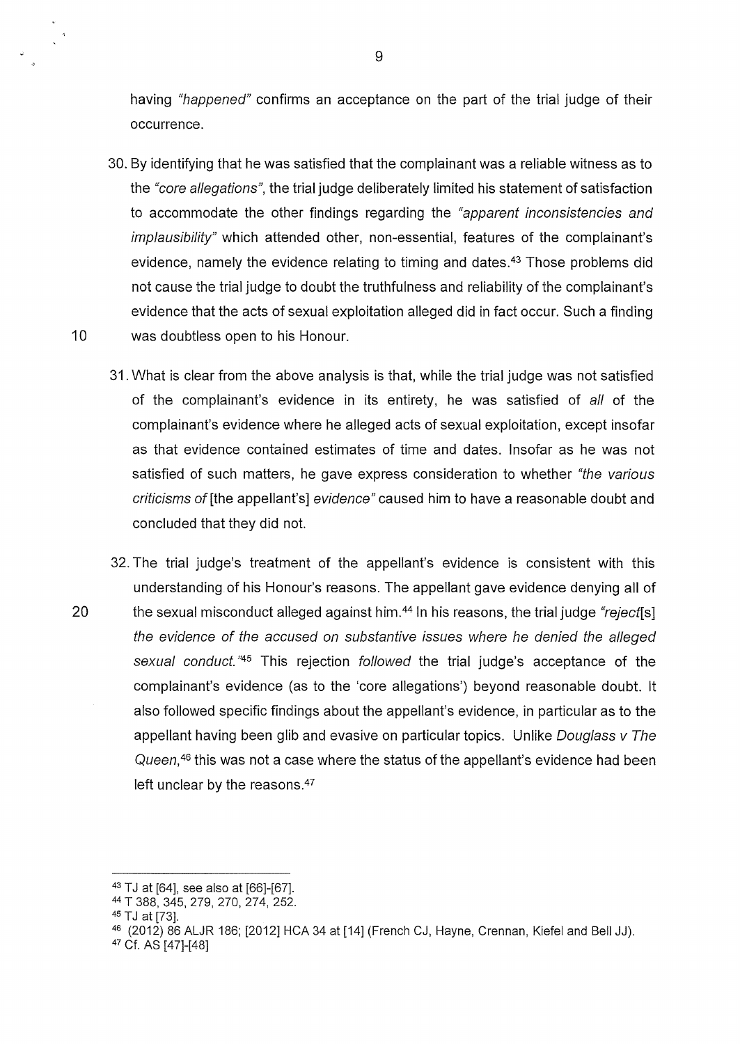having *"happened"* confirms an acceptance on the part of the trial judge of their occurrence.

30. By identifying that he was satisfied that the complainant was a reliable witness as to the *"core allegations"*, the trial judge deliberately limited his statement of satisfaction to accommodate the other findings regarding the *"apparent inconsistencies and implausibility"* which attended other, non-essential, features of the complainant's evidence, namely the evidence relating to timing and dates.[43] Those problems did not cause the trial judge to doubt the truthfulness and reliability of the complainant's evidence that the acts of sexual exploitation alleged did in fact occur. Such a finding was doubtless open to his Honour.

31. What is clear from the above analysis is that, while the trial judge was not satisfied of the complainant's evidence in its entirety, he was satisfied of *all* of the complainant's evidence where he alleged acts of sexual exploitation, except insofar as that evidence contained estimates of time and dates. Insofar as he was not satisfied of such matters, he gave express consideration to whether *"the various criticisms of* [the appellant's] *evidence"* caused him to have a reasonable doubt and concluded that they did not.

32. The trial judge's treatment of the appellant's evidence is consistent with this understanding of his Honour's reasons. The appellant gave evidence denying all of the sexual misconduct alleged against him.[44] In his reasons, the trial judge *"reject*[s] *the evidence of the accused on substantive issues where he denied the alleged sexual conduct."*[45] This rejection *followed* the trial judge's acceptance of the complainant's evidence (as to the 'core allegations') beyond reasonable doubt. It also followed specific findings about the appellant's evidence, in particular as to the appellant having been glib and evasive on particular topics. Unlike *Douglass v The Queen*,[46] this was not a case where the status of the appellant's evidence had been left unclear by the reasons.[47]

---

[43] TJ at [64], see also at [66]-[67].

[44] T 388, 345, 279, 270, 274, 252.

[45] TJ at [73].

[46] (2012) 86 ALJR 186; [2012] HCA 34 at [14] (French CJ, Hayne, Crennan, Kiefel and Bell JJ).

[47] Cf. AS [47]-[48]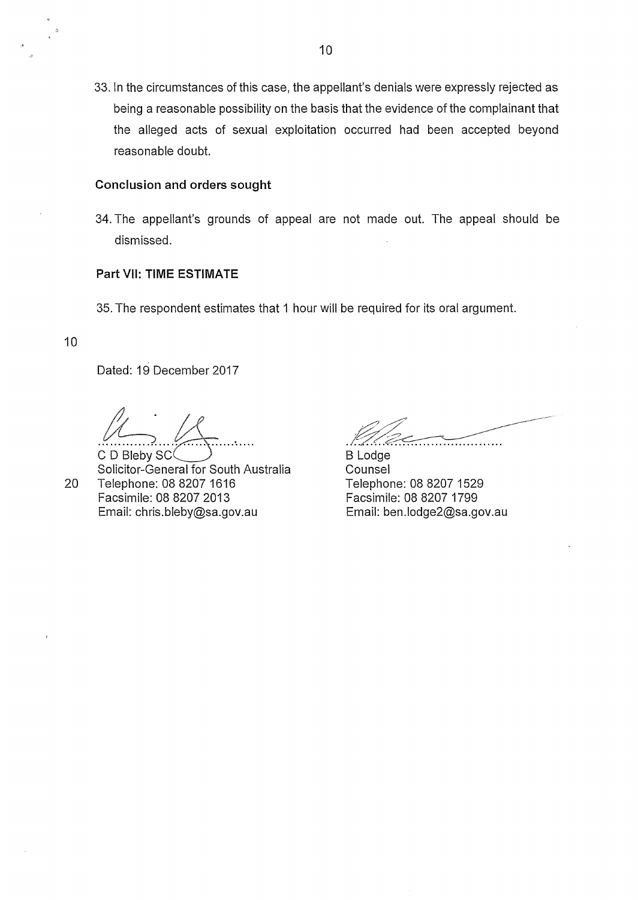33. In the circumstances of this case, the appellant's denials were expressly rejected as being a reasonable possibility on the basis that the evidence of the complainant that the alleged acts of sexual exploitation occurred had been accepted beyond reasonable doubt.

**Conclusion and orders sought**

34. The appellant's grounds of appeal are not made out. The appeal should be dismissed.

**Part VII: TIME ESTIMATE**

35. The respondent estimates that 1 hour will be required for its oral argument.

Dated: 19 December 2017

C D Bleby SC
Solicitor-General for South Australia
Telephone: 08 8207 1616
Facsimile: 08 8207 2013
Email: chris.bleby@sa.gov.au

B Lodge
Counsel
Telephone: 08 8207 1529
Facsimile: 08 8207 1799
Email: ben.lodge2@sa.gov.au